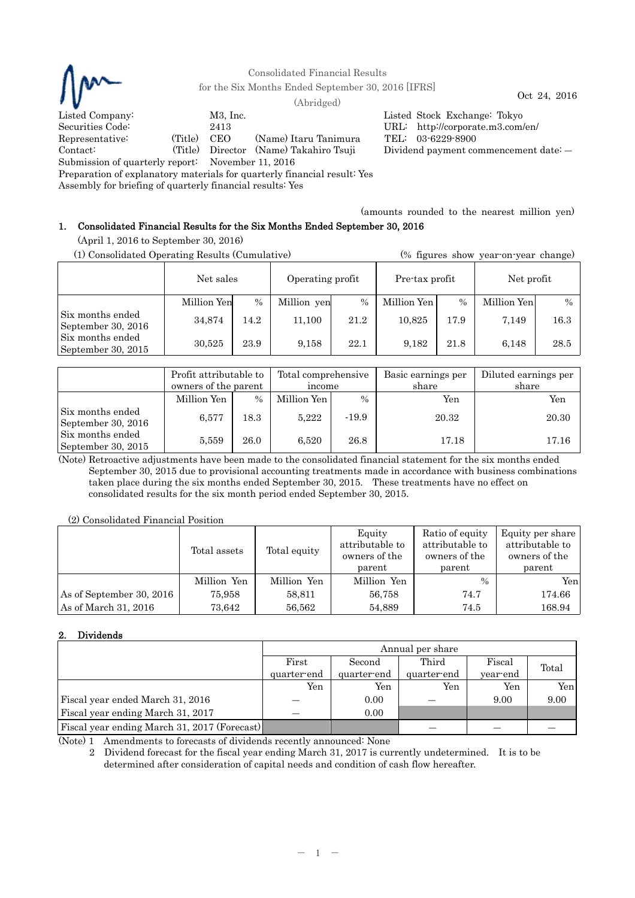Consolidated Financial Results
for the Six Months Ended September 30, 2016 [IFRS]
(Abridged)

Oct 24, 2016

Listed Company: M3, Inc.
Listed Stock Exchange: Tokyo
Securities Code: 2413
URL: http://corporate.m3.com/en/
Representative: (Title) CEO (Name) Itaru Tanimura
TEL: 03-6229-8900
Contact: (Title) Director (Name) Takahiro Tsuji
Dividend payment commencement date: —
Submission of quarterly report: November 11, 2016
Preparation of explanatory materials for quarterly financial result: Yes
Assembly for briefing of quarterly financial results: Yes

(amounts rounded to the nearest million yen)

## 1. Consolidated Financial Results for the Six Months Ended September 30, 2016

(April 1, 2016 to September 30, 2016)

(1) Consolidated Operating Results (Cumulative) (% figures show year-on-year change)

| | Net sales | | Operating profit | | Pre-tax profit | | Net profit | |
|---|---|---|---|---|---|---|---|---|
| | Million Yen | % | Million yen | % | Million Yen | % | Million Yen | % |
| Six months ended September 30, 2016 | 34,874 | 14.2 | 11,100 | 21.2 | 10,825 | 17.9 | 7,149 | 16.3 |
| Six months ended September 30, 2015 | 30,525 | 23.9 | 9,158 | 22.1 | 9,182 | 21.8 | 6,148 | 28.5 |

| | Profit attributable to owners of the parent | | Total comprehensive income | | Basic earnings per share | Diluted earnings per share |
|---|---|---|---|---|---|---|
| | Million Yen | % | Million Yen | % | Yen | Yen |
| Six months ended September 30, 2016 | 6,577 | 18.3 | 5,222 | -19.9 | 20.32 | 20.30 |
| Six months ended September 30, 2015 | 5,559 | 26.0 | 6,520 | 26.8 | 17.18 | 17.16 |

(Note) Retroactive adjustments have been made to the consolidated financial statement for the six months ended September 30, 2015 due to provisional accounting treatments made in accordance with business combinations taken place during the six months ended September 30, 2015. These treatments have no effect on consolidated results for the six month period ended September 30, 2015.

(2) Consolidated Financial Position

| | Total assets | Total equity | Equity attributable to owners of the parent | Ratio of equity attributable to owners of the parent | Equity per share attributable to owners of the parent |
|---|---|---|---|---|---|
| | Million Yen | Million Yen | Million Yen | % | Yen |
| As of September 30, 2016 | 75,958 | 58,811 | 56,758 | 74.7 | 174.66 |
| As of March 31, 2016 | 73,642 | 56,562 | 54,889 | 74.5 | 168.94 |

## 2. Dividends

| | Annual per share | | | | |
|---|---|---|---|---|---|
| | First quarter-end | Second quarter-end | Third quarter-end | Fiscal year-end | Total |
| | Yen | Yen | Yen | Yen | Yen |
| Fiscal year ended March 31, 2016 | — | 0.00 | — | 9.00 | 9.00 |
| Fiscal year ending March 31, 2017 | — | 0.00 | | | |
| Fiscal year ending March 31, 2017 (Forecast) | | | — | — | — |

(Note) 1 Amendments to forecasts of dividends recently announced: None

2 Dividend forecast for the fiscal year ending March 31, 2017 is currently undetermined. It is to be determined after consideration of capital needs and condition of cash flow hereafter.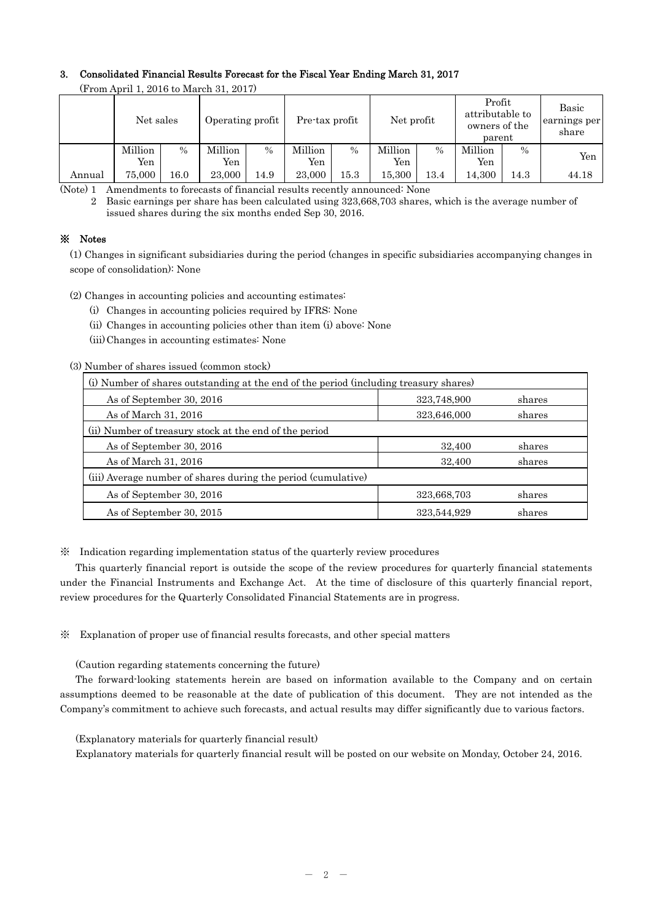### 3. Consolidated Financial Results Forecast for the Fiscal Year Ending March 31, 2017

(From April 1, 2016 to March 31, 2017)

| | Net sales | | Operating profit | | Pre-tax profit | | Net profit | | Profit attributable to owners of the parent | | Basic earnings per share |
|---|---|---|---|---|---|---|---|---|---|---|---|
| | Million Yen | % | Million Yen | % | Million Yen | % | Million Yen | % | Million Yen | % | Yen |
| Annual | 75,000 | 16.0 | 23,000 | 14.9 | 23,000 | 15.3 | 15,300 | 13.4 | 14,300 | 14.3 | 44.18 |

(Note) 1 Amendments to forecasts of financial results recently announced: None

2 Basic earnings per share has been calculated using 323,668,703 shares, which is the average number of issued shares during the six months ended Sep 30, 2016.

### ※ Notes

(1) Changes in significant subsidiaries during the period (changes in specific subsidiaries accompanying changes in scope of consolidation): None

(2) Changes in accounting policies and accounting estimates:

(i) Changes in accounting policies required by IFRS: None

(ii) Changes in accounting policies other than item (i) above: None

(iii) Changes in accounting estimates: None

(3) Number of shares issued (common stock)

| (i) Number of shares outstanding at the end of the period (including treasury shares) | | |
|---|---|---|
| As of September 30, 2016 | 323,748,900 | shares |
| As of March 31, 2016 | 323,646,000 | shares |
| (ii) Number of treasury stock at the end of the period | | |
| As of September 30, 2016 | 32,400 | shares |
| As of March 31, 2016 | 32,400 | shares |
| (iii) Average number of shares during the period (cumulative) | | |
| As of September 30, 2016 | 323,668,703 | shares |
| As of September 30, 2015 | 323,544,929 | shares |

※ Indication regarding implementation status of the quarterly review procedures

This quarterly financial report is outside the scope of the review procedures for quarterly financial statements under the Financial Instruments and Exchange Act. At the time of disclosure of this quarterly financial report, review procedures for the Quarterly Consolidated Financial Statements are in progress.

※ Explanation of proper use of financial results forecasts, and other special matters

(Caution regarding statements concerning the future)

The forward-looking statements herein are based on information available to the Company and on certain assumptions deemed to be reasonable at the date of publication of this document. They are not intended as the Company's commitment to achieve such forecasts, and actual results may differ significantly due to various factors.

(Explanatory materials for quarterly financial result)

Explanatory materials for quarterly financial result will be posted on our website on Monday, October 24, 2016.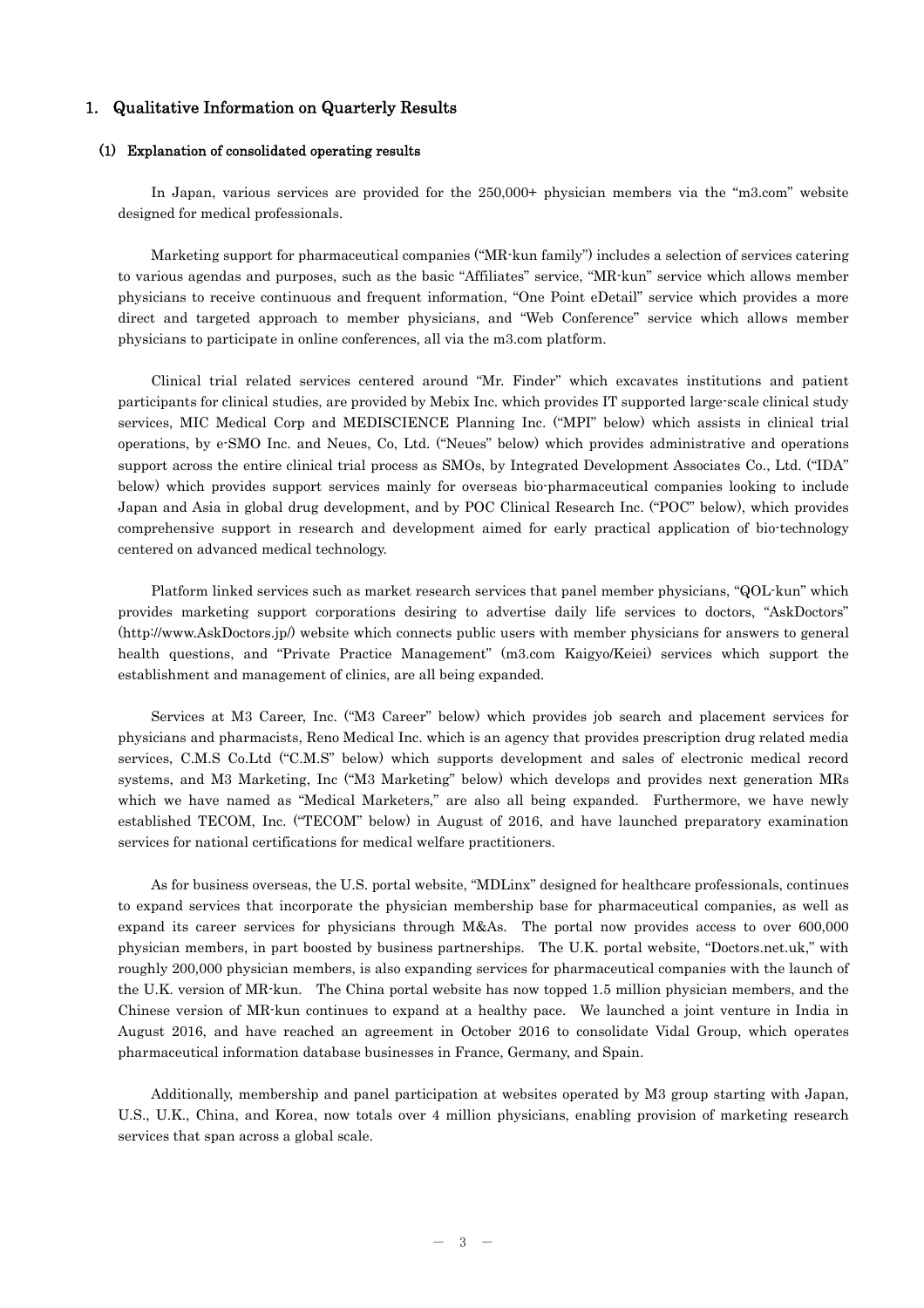## 1. Qualitative Information on Quarterly Results

### (1) Explanation of consolidated operating results

In Japan, various services are provided for the 250,000+ physician members via the "m3.com" website designed for medical professionals.

Marketing support for pharmaceutical companies ("MR-kun family") includes a selection of services catering to various agendas and purposes, such as the basic "Affiliates" service, "MR-kun" service which allows member physicians to receive continuous and frequent information, "One Point eDetail" service which provides a more direct and targeted approach to member physicians, and "Web Conference" service which allows member physicians to participate in online conferences, all via the m3.com platform.

Clinical trial related services centered around "Mr. Finder" which excavates institutions and patient participants for clinical studies, are provided by Mebix Inc. which provides IT supported large-scale clinical study services, MIC Medical Corp and MEDISCIENCE Planning Inc. ("MPI" below) which assists in clinical trial operations, by e-SMO Inc. and Neues, Co, Ltd. ("Neues" below) which provides administrative and operations support across the entire clinical trial process as SMOs, by Integrated Development Associates Co., Ltd. ("IDA" below) which provides support services mainly for overseas bio-pharmaceutical companies looking to include Japan and Asia in global drug development, and by POC Clinical Research Inc. ("POC" below), which provides comprehensive support in research and development aimed for early practical application of bio-technology centered on advanced medical technology.

Platform linked services such as market research services that panel member physicians, "QOL-kun" which provides marketing support corporations desiring to advertise daily life services to doctors, "AskDoctors" (http://www.AskDoctors.jp/) website which connects public users with member physicians for answers to general health questions, and "Private Practice Management" (m3.com Kaigyo/Keiei) services which support the establishment and management of clinics, are all being expanded.

Services at M3 Career, Inc. ("M3 Career" below) which provides job search and placement services for physicians and pharmacists, Reno Medical Inc. which is an agency that provides prescription drug related media services, C.M.S Co.Ltd ("C.M.S" below) which supports development and sales of electronic medical record systems, and M3 Marketing, Inc ("M3 Marketing" below) which develops and provides next generation MRs which we have named as "Medical Marketers," are also all being expanded. Furthermore, we have newly established TECOM, Inc. ("TECOM" below) in August of 2016, and have launched preparatory examination services for national certifications for medical welfare practitioners.

As for business overseas, the U.S. portal website, "MDLinx" designed for healthcare professionals, continues to expand services that incorporate the physician membership base for pharmaceutical companies, as well as expand its career services for physicians through M&As. The portal now provides access to over 600,000 physician members, in part boosted by business partnerships. The U.K. portal website, "Doctors.net.uk," with roughly 200,000 physician members, is also expanding services for pharmaceutical companies with the launch of the U.K. version of MR-kun. The China portal website has now topped 1.5 million physician members, and the Chinese version of MR-kun continues to expand at a healthy pace. We launched a joint venture in India in August 2016, and have reached an agreement in October 2016 to consolidate Vidal Group, which operates pharmaceutical information database businesses in France, Germany, and Spain.

Additionally, membership and panel participation at websites operated by M3 group starting with Japan, U.S., U.K., China, and Korea, now totals over 4 million physicians, enabling provision of marketing research services that span across a global scale.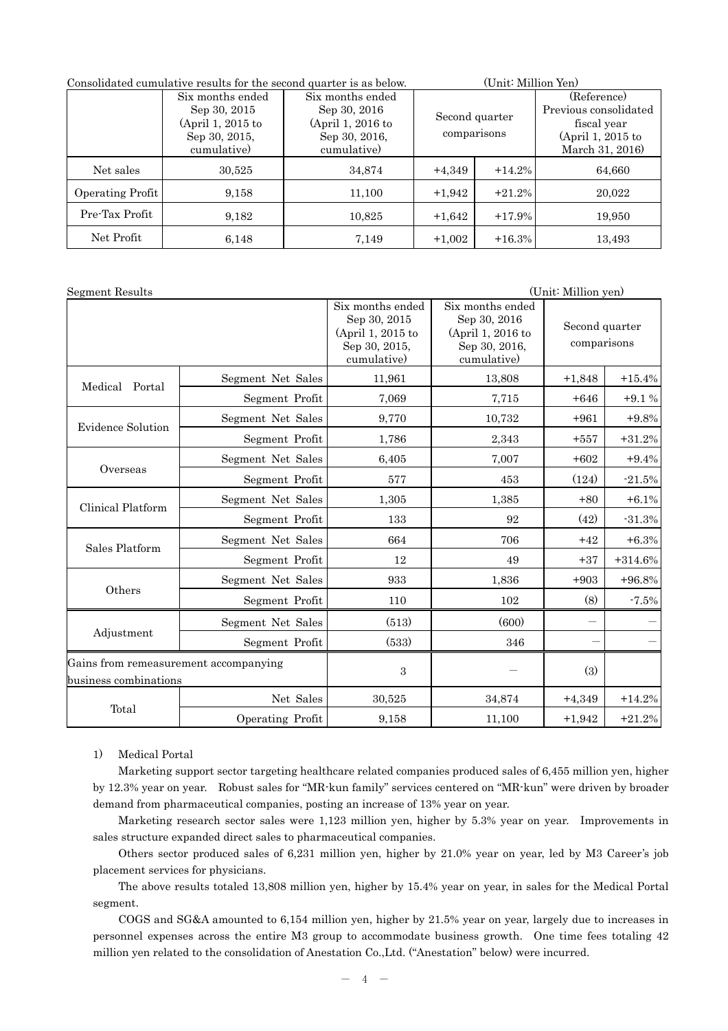Consolidated cumulative results for the second quarter is as below. (Unit: Million Yen)

| | Six months ended Sep 30, 2015 (April 1, 2015 to Sep 30, 2015, cumulative) | Six months ended Sep 30, 2016 (April 1, 2016 to Sep 30, 2016, cumulative) | Second quarter comparisons | | (Reference) Previous consolidated fiscal year (April 1, 2015 to March 31, 2016) |
|---|---|---|---|---|---|
| Net sales | 30,525 | 34,874 | +4,349 | +14.2% | 64,660 |
| Operating Profit | 9,158 | 11,100 | +1,942 | +21.2% | 20,022 |
| Pre-Tax Profit | 9,182 | 10,825 | +1,642 | +17.9% | 19,950 |
| Net Profit | 6,148 | 7,149 | +1,002 | +16.3% | 13,493 |

Segment Results (Unit: Million yen)

| | | Six months ended Sep 30, 2015 (April 1, 2015 to Sep 30, 2015, cumulative) | Six months ended Sep 30, 2016 (April 1, 2016 to Sep 30, 2016, cumulative) | Second quarter comparisons | |
|---|---|---|---|---|---|
| Medical Portal | Segment Net Sales | 11,961 | 13,808 | +1,848 | +15.4% |
| | Segment Profit | 7,069 | 7,715 | +646 | +9.1 % |
| Evidence Solution | Segment Net Sales | 9,770 | 10,732 | +961 | +9.8% |
| | Segment Profit | 1,786 | 2,343 | +557 | +31.2% |
| Overseas | Segment Net Sales | 6,405 | 7,007 | +602 | +9.4% |
| | Segment Profit | 577 | 453 | (124) | -21.5% |
| Clinical Platform | Segment Net Sales | 1,305 | 1,385 | +80 | +6.1% |
| | Segment Profit | 133 | 92 | (42) | -31.3% |
| Sales Platform | Segment Net Sales | 664 | 706 | +42 | +6.3% |
| | Segment Profit | 12 | 49 | +37 | +314.6% |
| Others | Segment Net Sales | 933 | 1,836 | +903 | +96.8% |
| | Segment Profit | 110 | 102 | (8) | -7.5% |
| Adjustment | Segment Net Sales | (513) | (600) | — | — |
| | Segment Profit | (533) | 346 | — | — |
| Gains from remeasurement accompanying business combinations | | 3 | — | (3) | |
| Total | Net Sales | 30,525 | 34,874 | +4,349 | +14.2% |
| | Operating Profit | 9,158 | 11,100 | +1,942 | +21.2% |

1) Medical Portal

Marketing support sector targeting healthcare related companies produced sales of 6,455 million yen, higher by 12.3% year on year. Robust sales for "MR-kun family" services centered on "MR-kun" were driven by broader demand from pharmaceutical companies, posting an increase of 13% year on year.

Marketing research sector sales were 1,123 million yen, higher by 5.3% year on year. Improvements in sales structure expanded direct sales to pharmaceutical companies.

Others sector produced sales of 6,231 million yen, higher by 21.0% year on year, led by M3 Career's job placement services for physicians.

The above results totaled 13,808 million yen, higher by 15.4% year on year, in sales for the Medical Portal segment.

COGS and SG&A amounted to 6,154 million yen, higher by 21.5% year on year, largely due to increases in personnel expenses across the entire M3 group to accommodate business growth. One time fees totaling 42 million yen related to the consolidation of Anestation Co.,Ltd. ("Anestation" below) were incurred.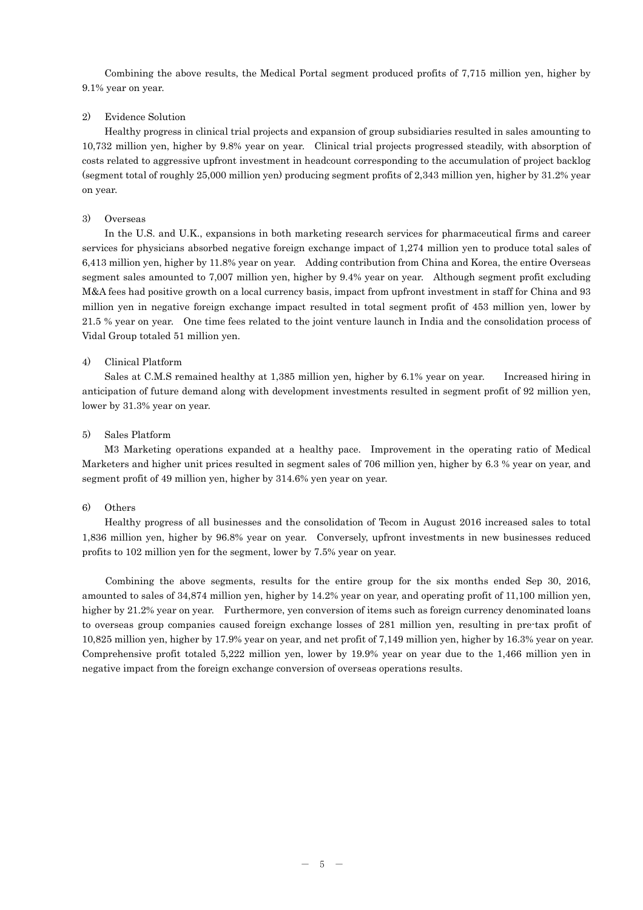Combining the above results, the Medical Portal segment produced profits of 7,715 million yen, higher by 9.1% year on year.

2) Evidence Solution

Healthy progress in clinical trial projects and expansion of group subsidiaries resulted in sales amounting to 10,732 million yen, higher by 9.8% year on year. Clinical trial projects progressed steadily, with absorption of costs related to aggressive upfront investment in headcount corresponding to the accumulation of project backlog (segment total of roughly 25,000 million yen) producing segment profits of 2,343 million yen, higher by 31.2% year on year.

3) Overseas

In the U.S. and U.K., expansions in both marketing research services for pharmaceutical firms and career services for physicians absorbed negative foreign exchange impact of 1,274 million yen to produce total sales of 6,413 million yen, higher by 11.8% year on year. Adding contribution from China and Korea, the entire Overseas segment sales amounted to 7,007 million yen, higher by 9.4% year on year. Although segment profit excluding M&A fees had positive growth on a local currency basis, impact from upfront investment in staff for China and 93 million yen in negative foreign exchange impact resulted in total segment profit of 453 million yen, lower by 21.5 % year on year. One time fees related to the joint venture launch in India and the consolidation process of Vidal Group totaled 51 million yen.

4) Clinical Platform

Sales at C.M.S remained healthy at 1,385 million yen, higher by 6.1% year on year. Increased hiring in anticipation of future demand along with development investments resulted in segment profit of 92 million yen, lower by 31.3% year on year.

5) Sales Platform

M3 Marketing operations expanded at a healthy pace. Improvement in the operating ratio of Medical Marketers and higher unit prices resulted in segment sales of 706 million yen, higher by 6.3 % year on year, and segment profit of 49 million yen, higher by 314.6% yen year on year.

6) Others

Healthy progress of all businesses and the consolidation of Tecom in August 2016 increased sales to total 1,836 million yen, higher by 96.8% year on year. Conversely, upfront investments in new businesses reduced profits to 102 million yen for the segment, lower by 7.5% year on year.

Combining the above segments, results for the entire group for the six months ended Sep 30, 2016, amounted to sales of 34,874 million yen, higher by 14.2% year on year, and operating profit of 11,100 million yen, higher by 21.2% year on year. Furthermore, yen conversion of items such as foreign currency denominated loans to overseas group companies caused foreign exchange losses of 281 million yen, resulting in pre-tax profit of 10,825 million yen, higher by 17.9% year on year, and net profit of 7,149 million yen, higher by 16.3% year on year. Comprehensive profit totaled 5,222 million yen, lower by 19.9% year on year due to the 1,466 million yen in negative impact from the foreign exchange conversion of overseas operations results.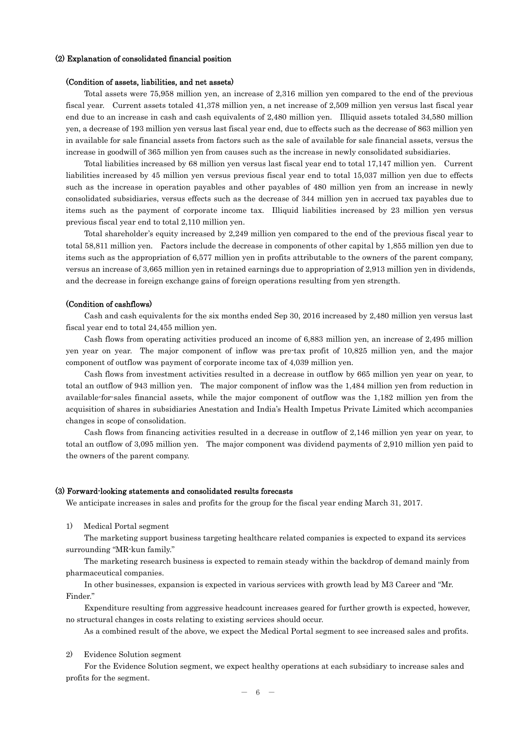### (2) Explanation of consolidated financial position

#### (Condition of assets, liabilities, and net assets)

Total assets were 75,958 million yen, an increase of 2,316 million yen compared to the end of the previous fiscal year. Current assets totaled 41,378 million yen, a net increase of 2,509 million yen versus last fiscal year end due to an increase in cash and cash equivalents of 2,480 million yen. Illiquid assets totaled 34,580 million yen, a decrease of 193 million yen versus last fiscal year end, due to effects such as the decrease of 863 million yen in available for sale financial assets from factors such as the sale of available for sale financial assets, versus the increase in goodwill of 365 million yen from causes such as the increase in newly consolidated subsidiaries.

Total liabilities increased by 68 million yen versus last fiscal year end to total 17,147 million yen. Current liabilities increased by 45 million yen versus previous fiscal year end to total 15,037 million yen due to effects such as the increase in operation payables and other payables of 480 million yen from an increase in newly consolidated subsidiaries, versus effects such as the decrease of 344 million yen in accrued tax payables due to items such as the payment of corporate income tax. Illiquid liabilities increased by 23 million yen versus previous fiscal year end to total 2,110 million yen.

Total shareholder's equity increased by 2,249 million yen compared to the end of the previous fiscal year to total 58,811 million yen. Factors include the decrease in components of other capital by 1,855 million yen due to items such as the appropriation of 6,577 million yen in profits attributable to the owners of the parent company, versus an increase of 3,665 million yen in retained earnings due to appropriation of 2,913 million yen in dividends, and the decrease in foreign exchange gains of foreign operations resulting from yen strength.

#### (Condition of cashflows)

Cash and cash equivalents for the six months ended Sep 30, 2016 increased by 2,480 million yen versus last fiscal year end to total 24,455 million yen.

Cash flows from operating activities produced an income of 6,883 million yen, an increase of 2,495 million yen year on year. The major component of inflow was pre-tax profit of 10,825 million yen, and the major component of outflow was payment of corporate income tax of 4,039 million yen.

Cash flows from investment activities resulted in a decrease in outflow by 665 million yen year on year, to total an outflow of 943 million yen. The major component of inflow was the 1,484 million yen from reduction in available-for-sales financial assets, while the major component of outflow was the 1,182 million yen from the acquisition of shares in subsidiaries Anestation and India's Health Impetus Private Limited which accompanies changes in scope of consolidation.

Cash flows from financing activities resulted in a decrease in outflow of 2,146 million yen year on year, to total an outflow of 3,095 million yen. The major component was dividend payments of 2,910 million yen paid to the owners of the parent company.

### (3) Forward-looking statements and consolidated results forecasts

We anticipate increases in sales and profits for the group for the fiscal year ending March 31, 2017.

1) Medical Portal segment

The marketing support business targeting healthcare related companies is expected to expand its services surrounding "MR-kun family."

The marketing research business is expected to remain steady within the backdrop of demand mainly from pharmaceutical companies.

In other businesses, expansion is expected in various services with growth lead by M3 Career and "Mr. Finder."

Expenditure resulting from aggressive headcount increases geared for further growth is expected, however, no structural changes in costs relating to existing services should occur.

As a combined result of the above, we expect the Medical Portal segment to see increased sales and profits.

2) Evidence Solution segment

For the Evidence Solution segment, we expect healthy operations at each subsidiary to increase sales and profits for the segment.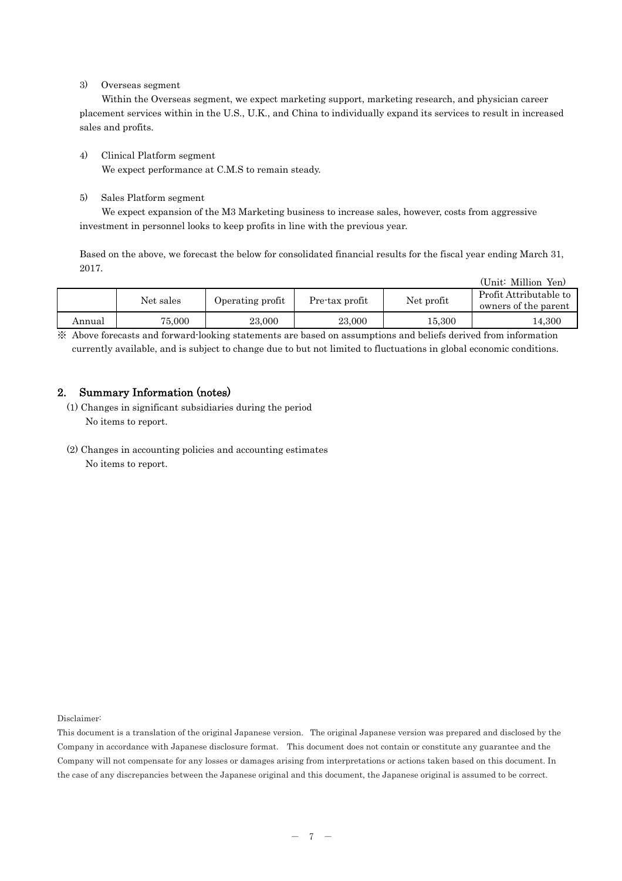3) Overseas segment

Within the Overseas segment, we expect marketing support, marketing research, and physician career placement services within in the U.S., U.K., and China to individually expand its services to result in increased sales and profits.

4) Clinical Platform segment

We expect performance at C.M.S to remain steady.

5) Sales Platform segment

We expect expansion of the M3 Marketing business to increase sales, however, costs from aggressive investment in personnel looks to keep profits in line with the previous year.

Based on the above, we forecast the below for consolidated financial results for the fiscal year ending March 31, 2017.

(Unit: Million Yen)

| | Net sales | Operating profit | Pre-tax profit | Net profit | Profit Attributable to owners of the parent |
|---|---|---|---|---|---|
| Annual | 75,000 | 23,000 | 23,000 | 15,300 | 14,300 |

※ Above forecasts and forward-looking statements are based on assumptions and beliefs derived from information currently available, and is subject to change due to but not limited to fluctuations in global economic conditions.

## 2. Summary Information (notes)

(1) Changes in significant subsidiaries during the period

No items to report.

(2) Changes in accounting policies and accounting estimates

No items to report.

Disclaimer:

This document is a translation of the original Japanese version. The original Japanese version was prepared and disclosed by the Company in accordance with Japanese disclosure format. This document does not contain or constitute any guarantee and the Company will not compensate for any losses or damages arising from interpretations or actions taken based on this document. In the case of any discrepancies between the Japanese original and this document, the Japanese original is assumed to be correct.